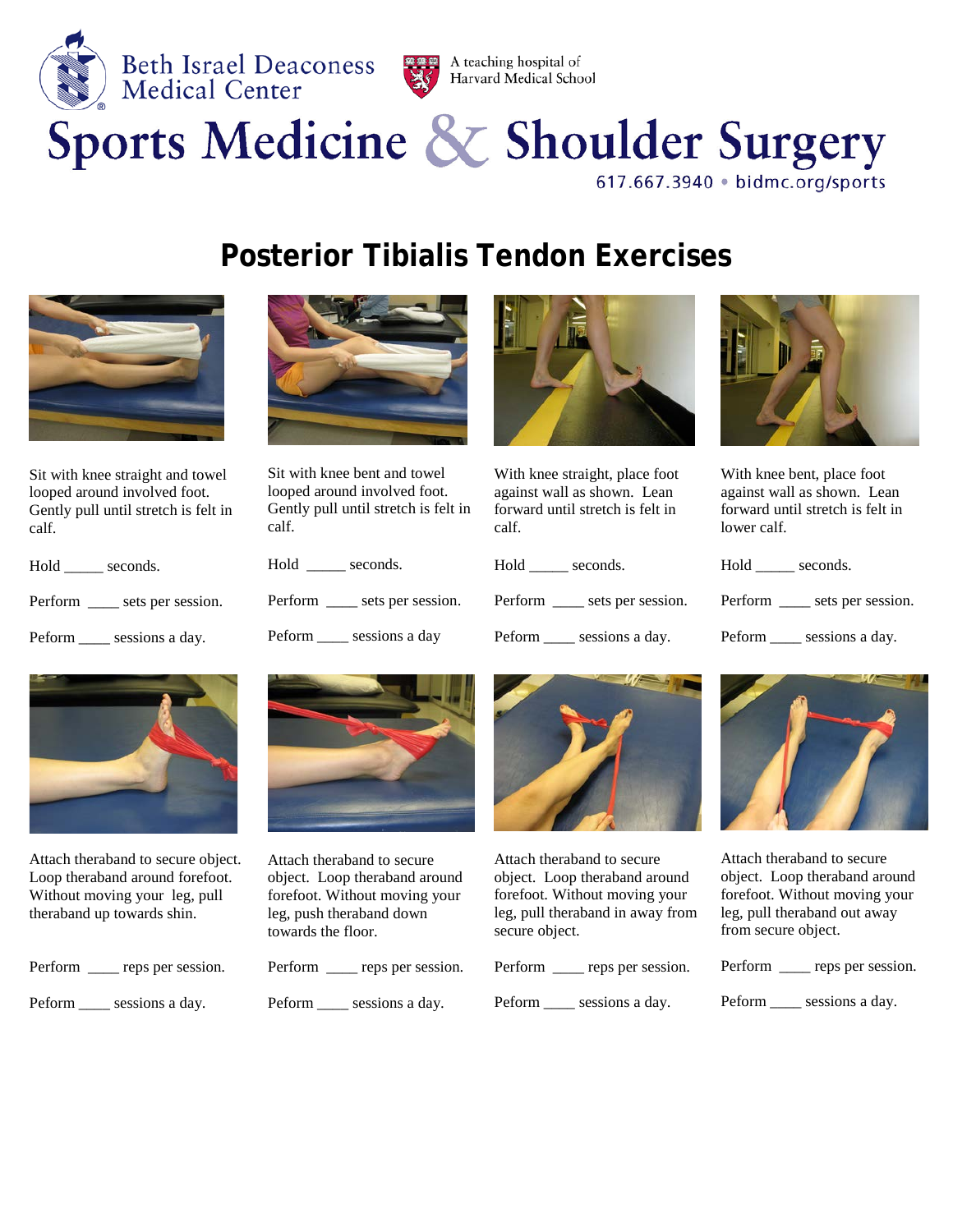Beth Israel Deaconess Medical Center

A teaching hospital of Harvard Medical School

# Sports Medicine & Shoulder Surgery

617.667.3940 • bidmc.org/sports

## Posterior Tibialis Tendon Exercises

Sit with knee straight and towel looped around involved foot. Gently pull until stretch is felt in calf.

Hold _____ seconds.

Perform ____ sets per session.

Peform ____ sessions a day.

Sit with knee bent and towel looped around involved foot. Gently pull until stretch is felt in calf.

Hold _____ seconds.

Perform ____ sets per session.

Peform ____ sessions a day

With knee straight, place foot against wall as shown. Lean forward until stretch is felt in calf.

Hold _____ seconds.

Perform ____ sets per session.

Peform ____ sessions a day.

With knee bent, place foot against wall as shown. Lean forward until stretch is felt in lower calf.

Hold _____ seconds.

Perform ____ sets per session.

Peform ____ sessions a day.

Attach theraband to secure object. Loop theraband around forefoot. Without moving your leg, pull theraband up towards shin.

Perform ____ reps per session.

Peform ____ sessions a day.

Attach theraband to secure object. Loop theraband around forefoot. Without moving your leg, push theraband down towards the floor.

Perform ____ reps per session.

Peform ____ sessions a day.

Attach theraband to secure object. Loop theraband around forefoot. Without moving your leg, pull theraband in away from secure object.

Perform ____ reps per session.

Peform ____ sessions a day.

Attach theraband to secure object. Loop theraband around forefoot. Without moving your leg, pull theraband out away from secure object.

Perform ____ reps per session.

Peform ____ sessions a day.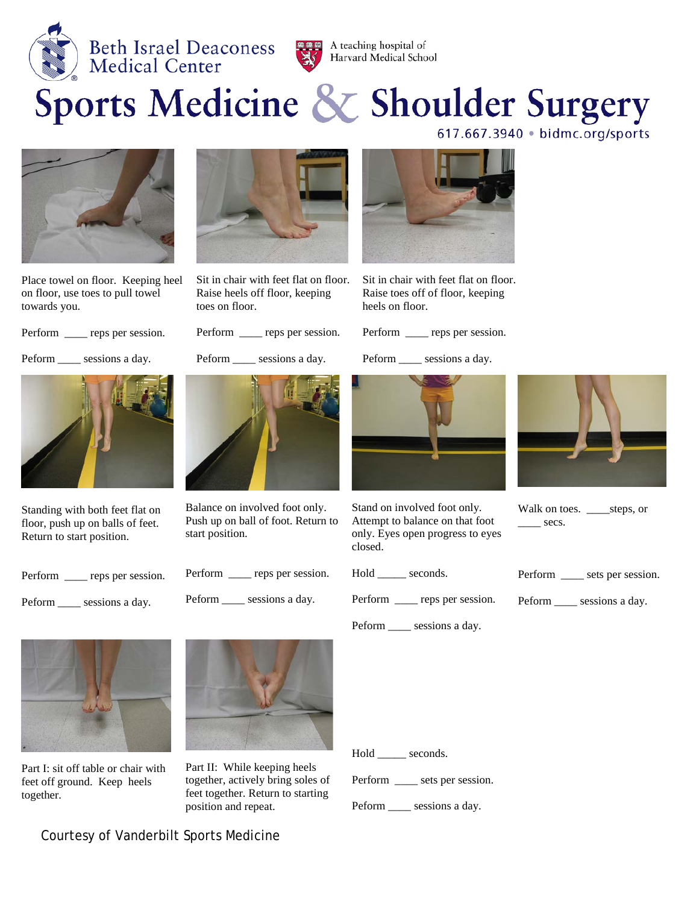Beth Israel Deaconess Medical Center

A teaching hospital of Harvard Medical School

# Sports Medicine & Shoulder Surgery

617.667.3940 • bidmc.org/sports

Place towel on floor. Keeping heel on floor, use toes to pull towel towards you.

Perform ____ reps per session.

Peform ____ sessions a day.

Sit in chair with feet flat on floor. Raise heels off floor, keeping toes on floor.

Perform ____ reps per session.

Peform ____ sessions a day.

Sit in chair with feet flat on floor. Raise toes off of floor, keeping heels on floor.

Perform ____ reps per session.

Peform ____ sessions a day.

Standing with both feet flat on floor, push up on balls of feet. Return to start position.

Perform ____ reps per session.

Peform ____ sessions a day.

Balance on involved foot only. Push up on ball of foot. Return to start position.

Perform ____ reps per session.

Peform ____ sessions a day.

Stand on involved foot only. Attempt to balance on that foot only. Eyes open progress to eyes closed.

Hold _____ seconds.

Perform ____ reps per session.

Peform ____ sessions a day.

Walk on toes. ____steps, or ____ secs.

Perform ____ sets per session.

Peform ____ sessions a day.

Part I: sit off table or chair with feet off ground. Keep heels together.

Part II: While keeping heels together, actively bring soles of feet together. Return to starting position and repeat.

Hold _____ seconds.

Perform ____ sets per session.

Peform ____ sessions a day.

Courtesy of Vanderbilt Sports Medicine